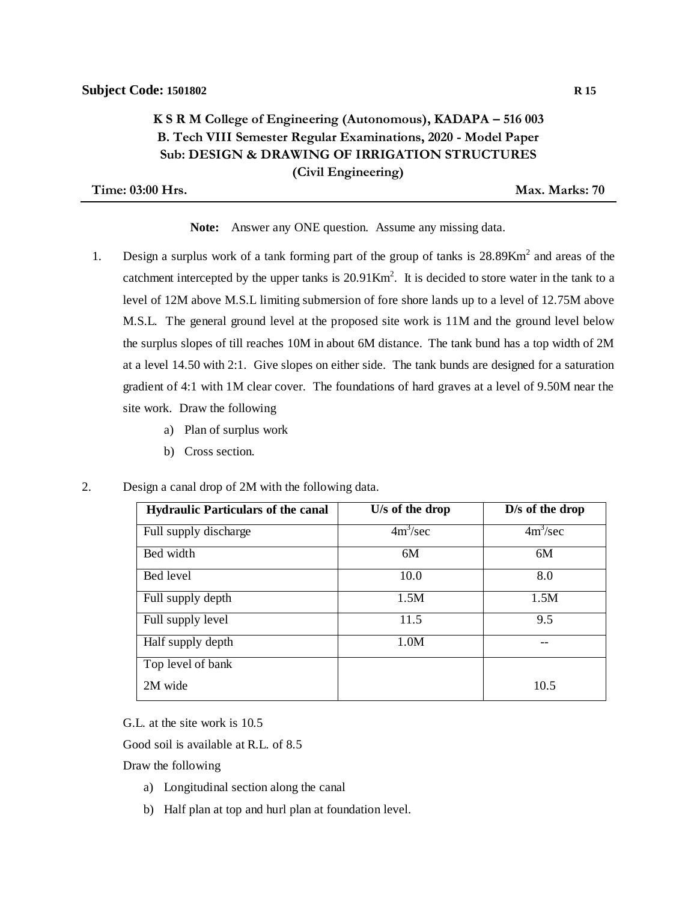**Subject Code: 1501802** **R 15**

**K S R M College of Engineering (Autonomous), KADAPA – 516 003**
**B. Tech VIII Semester Regular Examinations, 2020 - Model Paper**
**Sub: DESIGN & DRAWING OF IRRIGATION STRUCTURES**
**(Civil Engineering)**

**Time: 03:00 Hrs.** **Max. Marks: 70**

---

**Note:** Answer any ONE question. Assume any missing data.

1. Design a surplus work of a tank forming part of the group of tanks is $28.89Km^2$ and areas of the catchment intercepted by the upper tanks is $20.91Km^2$. It is decided to store water in the tank to a level of 12M above M.S.L limiting submersion of fore shore lands up to a level of 12.75M above M.S.L. The general ground level at the proposed site work is 11M and the ground level below the surplus slopes of till reaches 10M in about 6M distance. The tank bund has a top width of 2M at a level 14.50 with 2:1. Give slopes on either side. The tank bunds are designed for a saturation gradient of 4:1 with 1M clear cover. The foundations of hard graves at a level of 9.50M near the site work. Draw the following
   a) Plan of surplus work
   b) Cross section.

2. Design a canal drop of 2M with the following data.

| Hydraulic Particulars of the canal | U/s of the drop | D/s of the drop |
|---|---|---|
| Full supply discharge | $4m^3/sec$ | $4m^3/sec$ |
| Bed width | 6M | 6M |
| Bed level | 10.0 | 8.0 |
| Full supply depth | 1.5M | 1.5M |
| Full supply level | 11.5 | 9.5 |
| Half supply depth | 1.0M | -- |
| Top level of bank 2M wide | | 10.5 |

G.L. at the site work is 10.5

Good soil is available at R.L. of 8.5

Draw the following
   a) Longitudinal section along the canal
   b) Half plan at top and hurl plan at foundation level.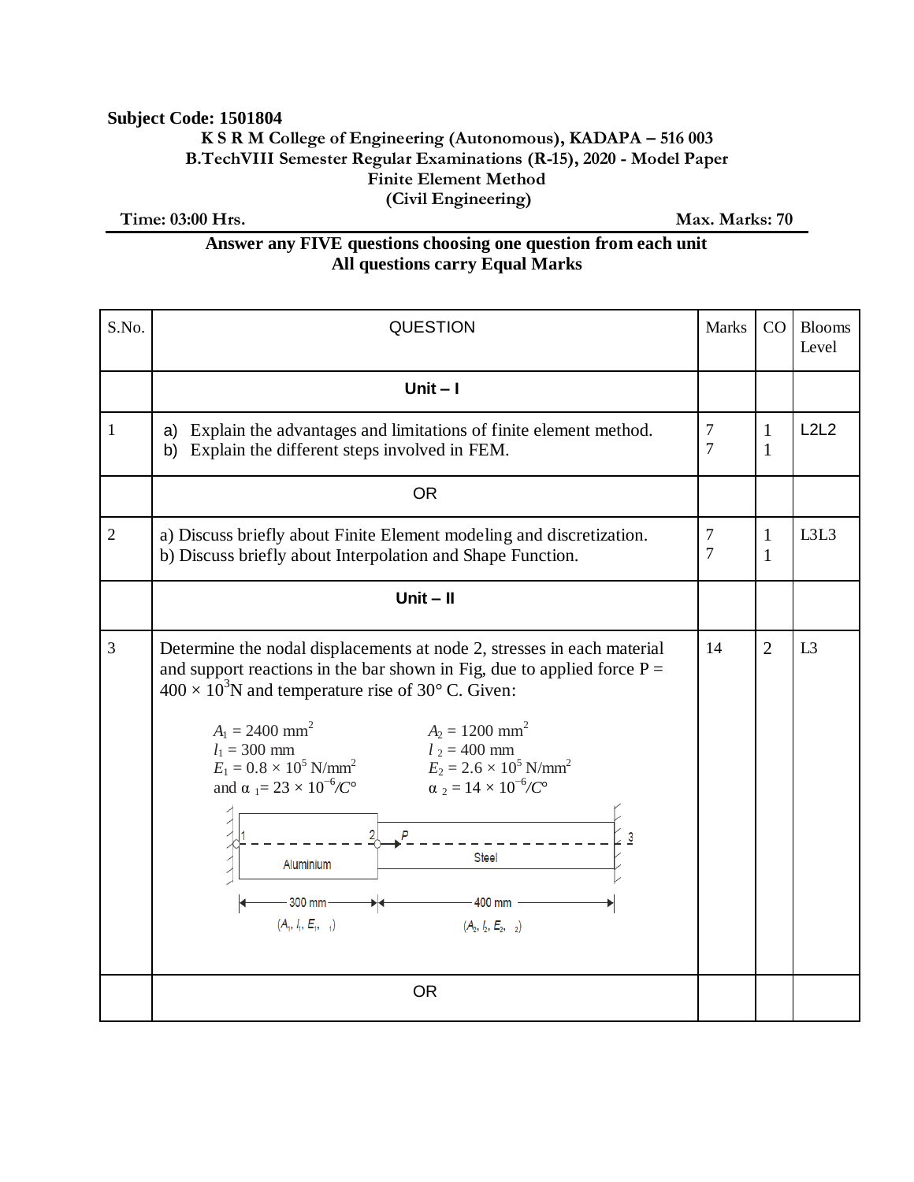**Subject Code: 1501804**

**K S R M College of Engineering (Autonomous), KADAPA – 516 003**

**B.TechVIII Semester Regular Examinations (R-15), 2020 - Model Paper**

**Finite Element Method**

**(Civil Engineering)**

**Time: 03:00 Hrs.** **Max. Marks: 70**

**Answer any FIVE questions choosing one question from each unit**

**All questions carry Equal Marks**

| S.No. | QUESTION | Marks | CO | Blooms Level |
|---|---|---|---|---|
| | **Unit – I** | | | |
| 1 | a) Explain the advantages and limitations of finite element method.<br>b) Explain the different steps involved in FEM. | 7<br>7 | 1<br>1 | L2L2 |
| | OR | | | |
| 2 | a) Discuss briefly about Finite Element modeling and discretization.<br>b) Discuss briefly about Interpolation and Shape Function. | 7<br>7 | 1<br>1 | L3L3 |
| | **Unit – II** | | | |
| 3 | Determine the nodal displacements at node 2, stresses in each material and support reactions in the bar shown in Fig, due to applied force $P = 400 \times 10^3$N and temperature rise of 30° C. Given:<br>$A_1 = 2400$ mm$^2$, $l_1 = 300$ mm, $E_1 = 0.8 \times 10^5$ N/mm$^2$ and $\alpha_1 = 23 \times 10^{-6}/C°$<br>$A_2 = 1200$ mm$^2$, $l_2 = 400$ mm, $E_2 = 2.6 \times 10^5$ N/mm$^2$, $\alpha_2 = 14 \times 10^{-6}/C°$<br>[Figure: Aluminium bar (nodes 1–2, 300 mm, $(A_1, l_1, E_1, \alpha_1)$) and Steel bar (nodes 2–3, 400 mm, $(A_2, l_2, E_2, \alpha_2)$), fixed at both ends, load P applied at node 2] | 14 | 2 | L3 |
| | OR | | | |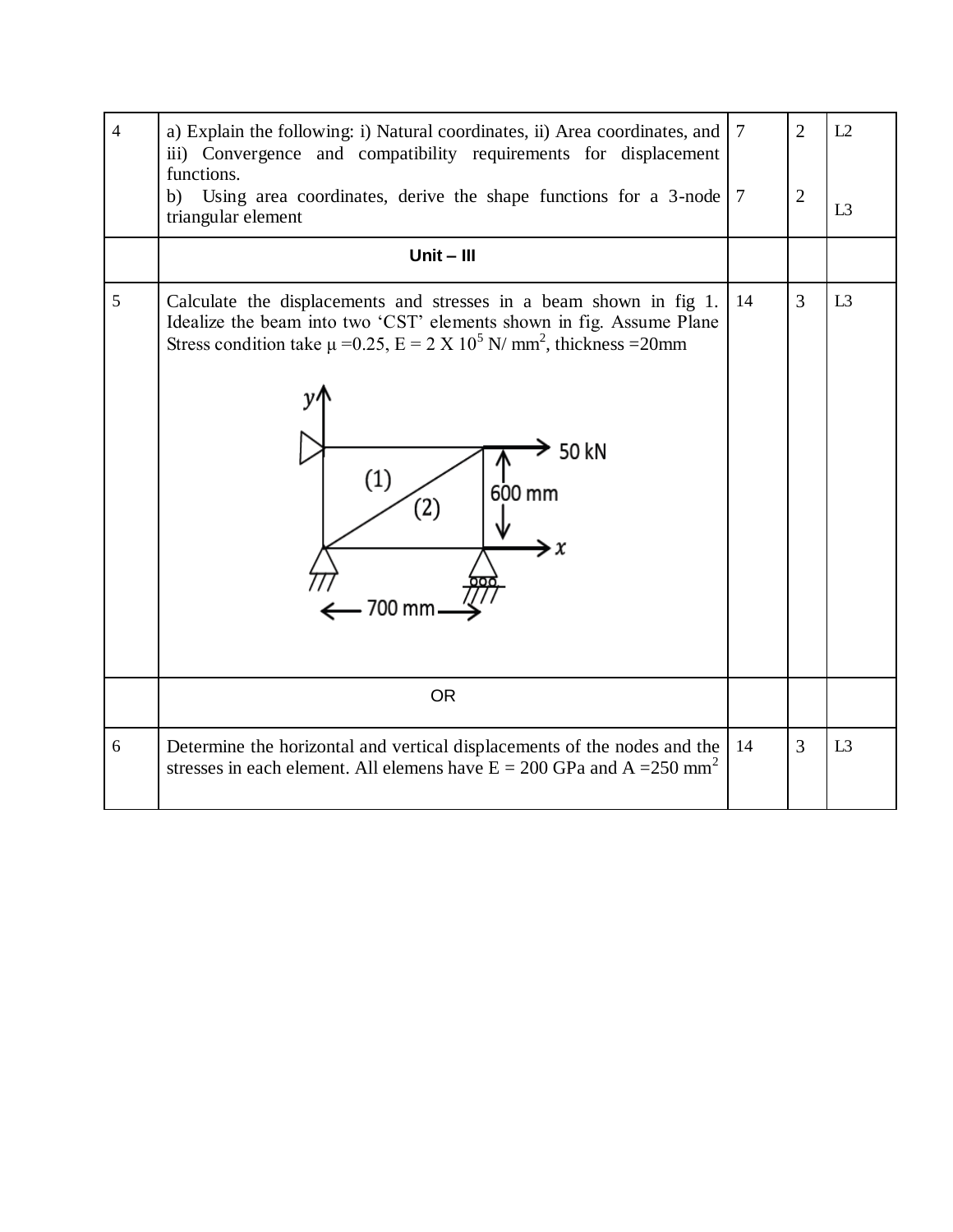| | | | | |
|---|---|---|---|---|
| 4 | a) Explain the following: i) Natural coordinates, ii) Area coordinates, and iii) Convergence and compatibility requirements for displacement functions.<br>b) Using area coordinates, derive the shape functions for a 3-node triangular element | 7<br><br>7 | 2<br><br>2 | L2<br><br>L3 |
| | **Unit – III** | | | |
| 5 | Calculate the displacements and stresses in a beam shown in fig 1. Idealize the beam into two 'CST' elements shown in fig. Assume Plane Stress condition take $\mu$ =0.25, E = 2 X $10^5$ N/ $mm^2$, thickness =20mm | 14 | 3 | L3 |
| | OR | | | |
| 6 | Determine the horizontal and vertical displacements of the nodes and the stresses in each element. All elemens have E = 200 GPa and A =250 $mm^2$ | 14 | 3 | L3 |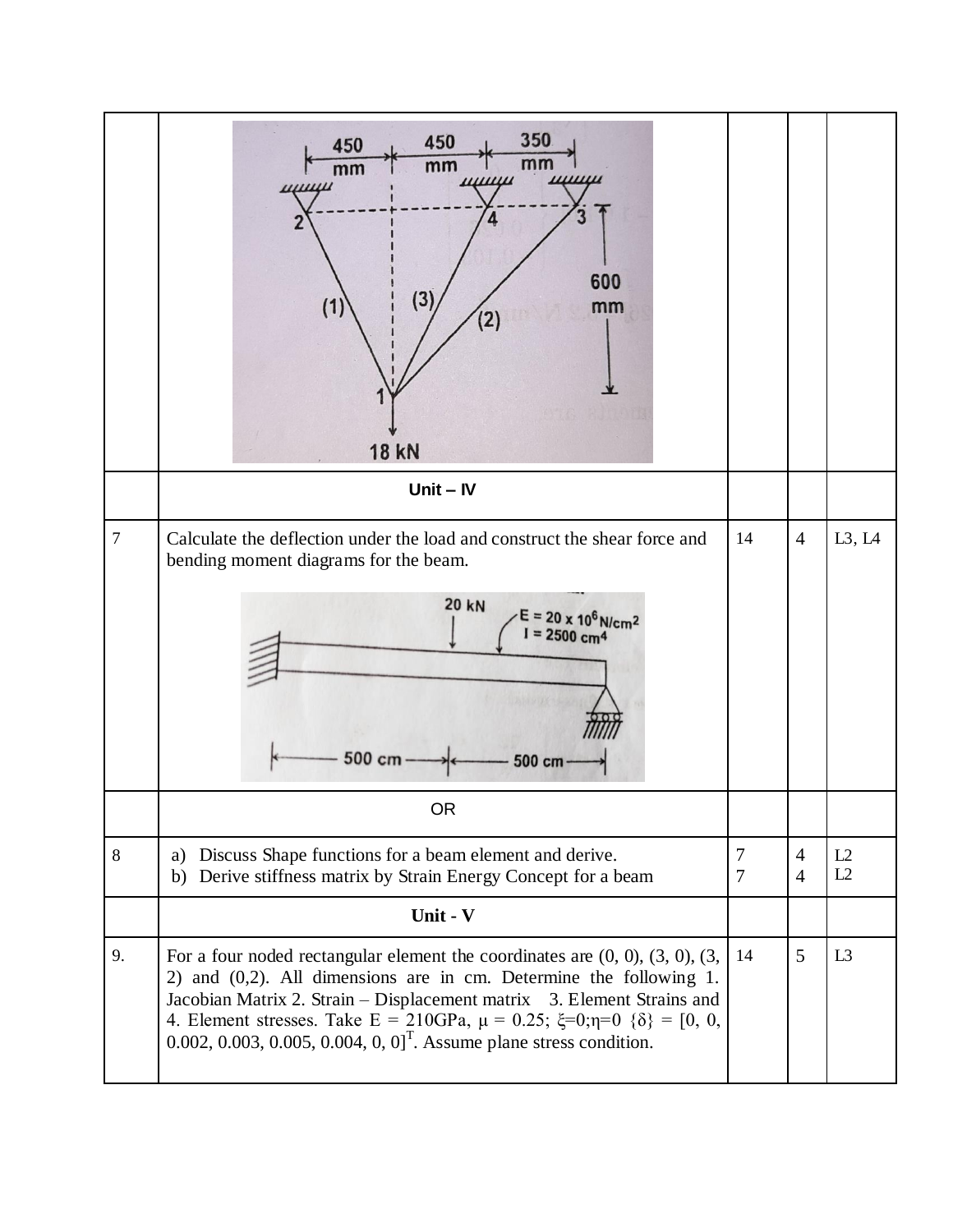| | | | | |
|---|---|---|---|---|
| | | | | |
| | **Unit – IV** | | | |
| 7 | Calculate the deflection under the load and construct the shear force and bending moment diagrams for the beam. | 14 | 4 | L3, L4 |
| | OR | | | |
| 8 | a) Discuss Shape functions for a beam element and derive.<br>b) Derive stiffness matrix by Strain Energy Concept for a beam | 7<br>7 | 4<br>4 | L2<br>L2 |
| | **Unit - V** | | | |
| 9. | For a four noded rectangular element the coordinates are (0, 0), (3, 0), (3, 2) and (0,2). All dimensions are in cm. Determine the following 1. Jacobian Matrix 2. Strain – Displacement matrix 3. Element Strains and 4. Element stresses. Take E = 210GPa, $\mu$ = 0.25; $\xi$=0;$\eta$=0 $\{\delta\}$ = $[0, 0, 0.002, 0.003, 0.005, 0.004, 0, 0]^T$. Assume plane stress condition. | 14 | 5 | L3 |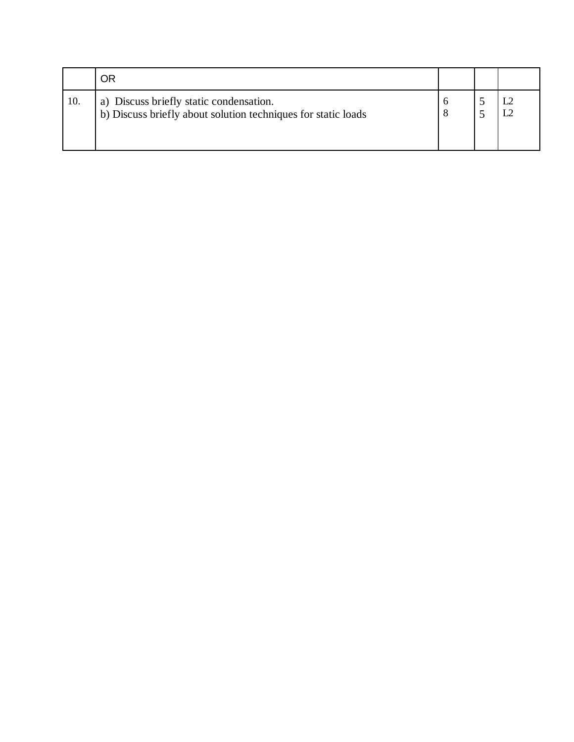| | OR | | | |
|---|---|---|---|---|
| 10. | a) Discuss briefly static condensation.<br>b) Discuss briefly about solution techniques for static loads | 6<br>8 | 5<br>5 | L2<br>L2 |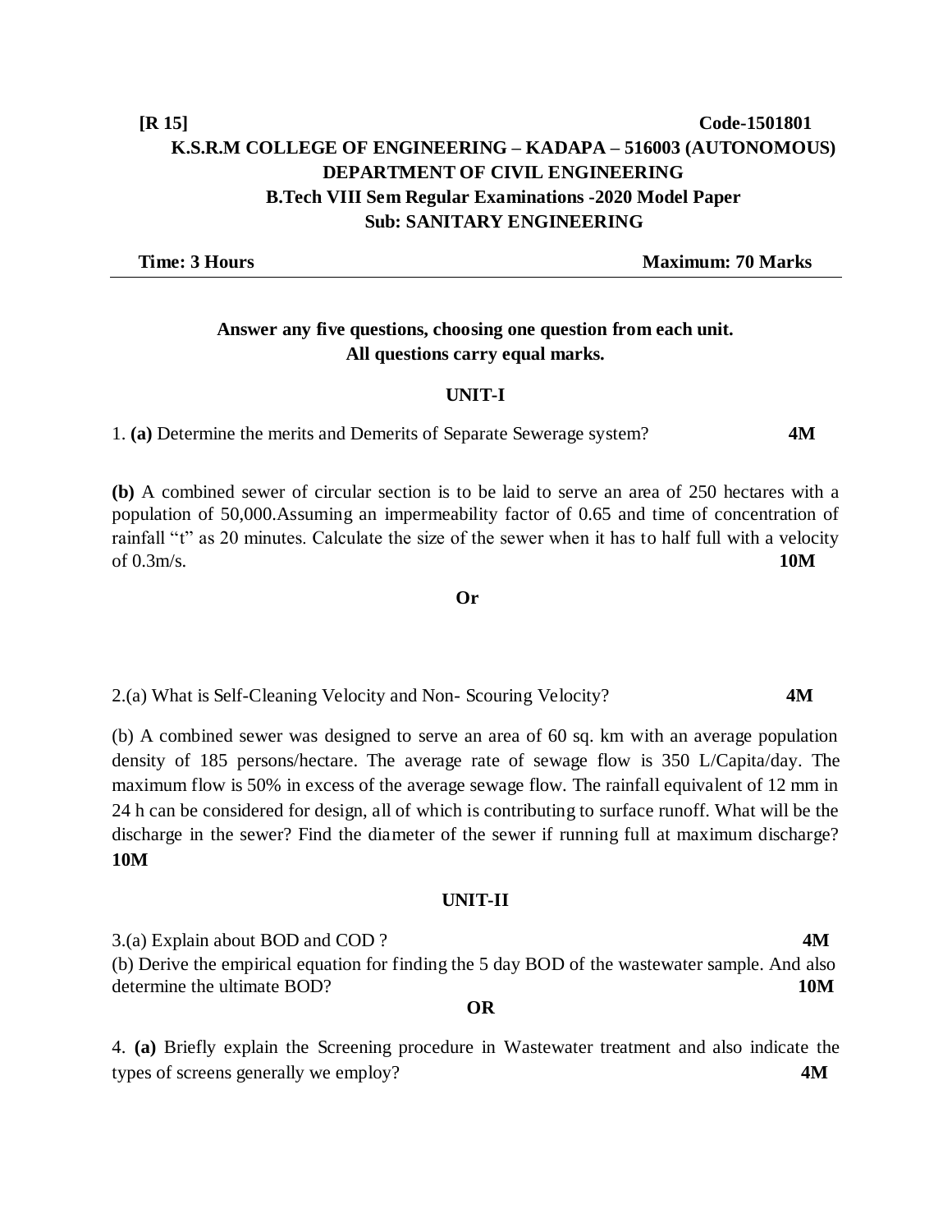**[R 15]** **Code-1501801**

# K.S.R.M COLLEGE OF ENGINEERING – KADAPA – 516003 (AUTONOMOUS)

## DEPARTMENT OF CIVIL ENGINEERING

### B.Tech VIII Sem Regular Examinations -2020 Model Paper

### Sub: SANITARY ENGINEERING

**Time: 3 Hours** **Maximum: 70 Marks**

---

**Answer any five questions, choosing one question from each unit.**
**All questions carry equal marks.**

**UNIT-I**

1. **(a)** Determine the merits and Demerits of Separate Sewerage system? **4M**

**(b)** A combined sewer of circular section is to be laid to serve an area of 250 hectares with a population of 50,000.Assuming an impermeability factor of 0.65 and time of concentration of rainfall "t" as 20 minutes. Calculate the size of the sewer when it has to half full with a velocity of 0.3m/s. **10M**

**Or**

2.(a) What is Self-Cleaning Velocity and Non- Scouring Velocity? **4M**

(b) A combined sewer was designed to serve an area of 60 sq. km with an average population density of 185 persons/hectare. The average rate of sewage flow is 350 L/Capita/day. The maximum flow is 50% in excess of the average sewage flow. The rainfall equivalent of 12 mm in 24 h can be considered for design, all of which is contributing to surface runoff. What will be the discharge in the sewer? Find the diameter of the sewer if running full at maximum discharge? **10M**

**UNIT-II**

3.(a) Explain about BOD and COD ? **4M**

(b) Derive the empirical equation for finding the 5 day BOD of the wastewater sample. And also determine the ultimate BOD? **10M**

**OR**

4. **(a)** Briefly explain the Screening procedure in Wastewater treatment and also indicate the types of screens generally we employ? **4M**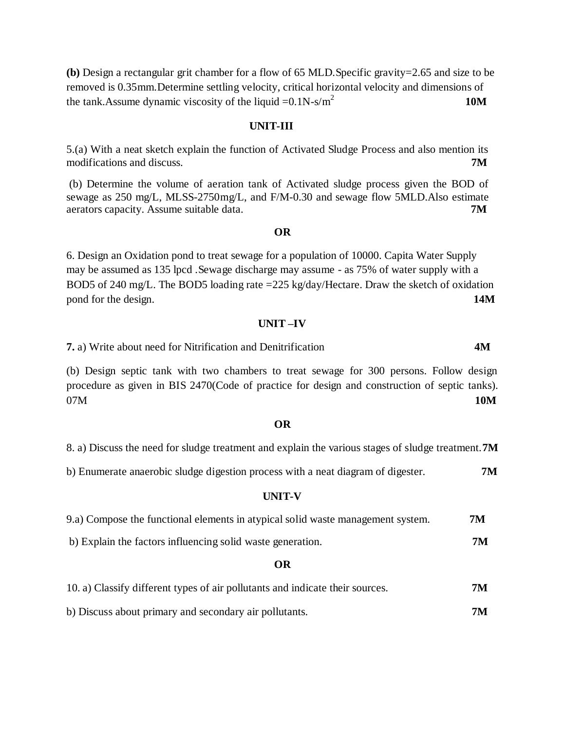**(b)** Design a rectangular grit chamber for a flow of 65 MLD.Specific gravity=2.65 and size to be removed is 0.35mm.Determine settling velocity, critical horizontal velocity and dimensions of the tank.Assume dynamic viscosity of the liquid =0.1N-s/$m^2$ **10M**

## UNIT-III

5.(a) With a neat sketch explain the function of Activated Sludge Process and also mention its modifications and discuss. **7M**

(b) Determine the volume of aeration tank of Activated sludge process given the BOD of sewage as 250 mg/L, MLSS-2750mg/L, and F/M-0.30 and sewage flow 5MLD.Also estimate aerators capacity. Assume suitable data. **7M**

**OR**

6. Design an Oxidation pond to treat sewage for a population of 10000. Capita Water Supply may be assumed as 135 lpcd .Sewage discharge may assume - as 75% of water supply with a BOD5 of 240 mg/L. The BOD5 loading rate =225 kg/day/Hectare. Draw the sketch of oxidation pond for the design. **14M**

## UNIT –IV

**7.** a) Write about need for Nitrification and Denitrification **4M**

(b) Design septic tank with two chambers to treat sewage for 300 persons. Follow design procedure as given in BIS 2470(Code of practice for design and construction of septic tanks). 07M **10M**

**OR**

8. a) Discuss the need for sludge treatment and explain the various stages of sludge treatment. **7M**

b) Enumerate anaerobic sludge digestion process with a neat diagram of digester. **7M**

## UNIT-V

9.a) Compose the functional elements in atypical solid waste management system. **7M**

b) Explain the factors influencing solid waste generation. **7M**

**OR**

10. a) Classify different types of air pollutants and indicate their sources. **7M**

b) Discuss about primary and secondary air pollutants. **7M**